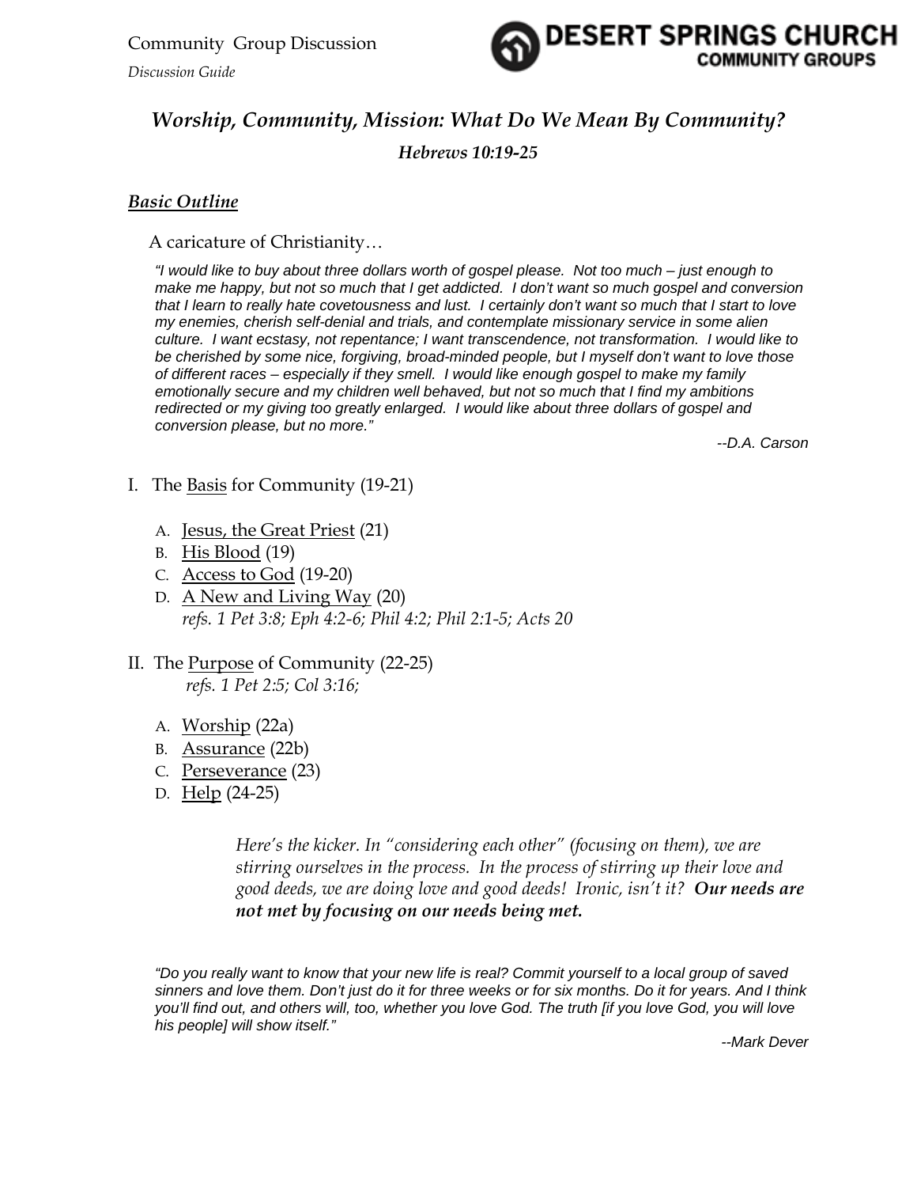Community  Group Discussion

*Discussion Guide*

DESERT SPRINGS CHURCH
COMMUNITY GROUPS

# *Worship, Community, Mission: What Do We Mean By Community?*

### *Hebrews 10:19-25*

## ***Basic Outline***

A caricature of Christianity…

> *"I would like to buy about three dollars worth of gospel please.  Not too much – just enough to make me happy, but not so much that I get addicted.  I don't want so much gospel and conversion that I learn to really hate covetousness and lust.  I certainly don't want so much that I start to love my enemies, cherish self-denial and trials, and contemplate missionary service in some alien culture.  I want ecstasy, not repentance; I want transcendence, not transformation.  I would like to be cherished by some nice, forgiving, broad-minded people, but I myself don't want to love those of different races – especially if they smell.  I would like enough gospel to make my family emotionally secure and my children well behaved, but not so much that I find my ambitions redirected or my giving too greatly enlarged.  I would like about three dollars of gospel and conversion please, but no more."*
>
> *--D.A. Carson*

I. The Basis for Community (19-21)

- A. Jesus, the Great Priest (21)
- B. His Blood (19)
- C. Access to God (19-20)
- D. A New and Living Way (20)
  *refs. 1 Pet 3:8; Eph 4:2-6; Phil 4:2; Phil 2:1-5; Acts 20*

II. The Purpose of Community (22-25)
  *refs. 1 Pet 2:5; Col 3:16;*

- A. Worship (22a)
- B. Assurance (22b)
- C. Perseverance (23)
- D. Help (24-25)

> *Here's the kicker. In "considering each other" (focusing on them), we are stirring ourselves in the process.  In the process of stirring up their love and good deeds, we are doing love and good deeds!  Ironic, isn't it?* ***Our needs are not met by focusing on our needs being met.***

> *"Do you really want to know that your new life is real? Commit yourself to a local group of saved sinners and love them. Don't just do it for three weeks or for six months. Do it for years. And I think you'll find out, and others will, too, whether you love God. The truth [if you love God, you will love his people] will show itself."*
>
> *--Mark Dever*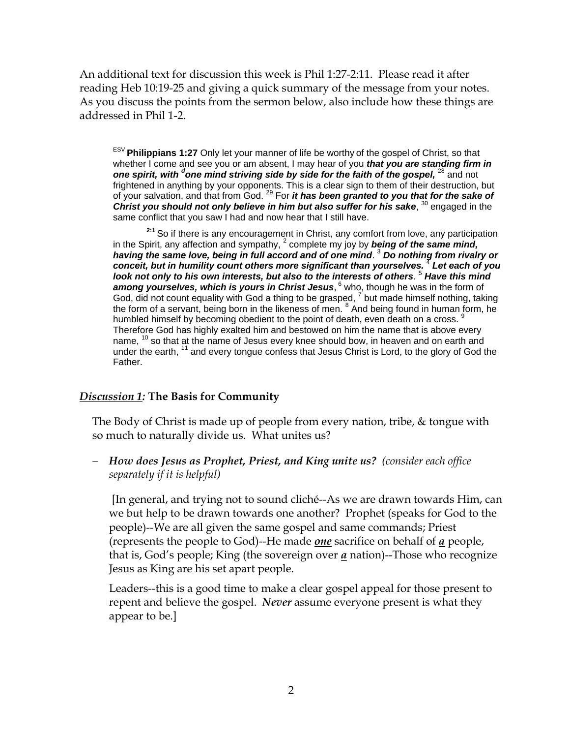An additional text for discussion this week is Phil 1:27-2:11. Please read it after reading Heb 10:19-25 and giving a quick summary of the message from your notes. As you discuss the points from the sermon below, also include how these things are addressed in Phil 1-2.

> [ESV] **Philippians 1:27** Only let your manner of life be worthy of the gospel of Christ, so that whether I come and see you or am absent, I may hear of you ***that you are standing firm in one spirit, with [d]one mind striving side by side for the faith of the gospel,*** [28] and not frightened in anything by your opponents. This is a clear sign to them of their destruction, but of your salvation, and that from God. [29] For ***it has been granted to you that for the sake of Christ you should not only believe in him but also suffer for his sake***, [30] engaged in the same conflict that you saw I had and now hear that I still have.
>
> **[2:1]** So if there is any encouragement in Christ, any comfort from love, any participation in the Spirit, any affection and sympathy, [2] complete my joy by ***being of the same mind, having the same love, being in full accord and of one mind***. [3] ***Do nothing from rivalry or conceit, but in humility count others more significant than yourselves.*** [4] ***Let each of you look not only to his own interests, but also to the interests of others***. [5] ***Have this mind among yourselves, which is yours in Christ Jesus***, [6] who, though he was in the form of God, did not count equality with God a thing to be grasped, [7] but made himself nothing, taking the form of a servant, being born in the likeness of men. [8] And being found in human form, he humbled himself by becoming obedient to the point of death, even death on a cross. [9] Therefore God has highly exalted him and bestowed on him the name that is above every name, [10] so that at the name of Jesus every knee should bow, in heaven and on earth and under the earth, [11] and every tongue confess that Jesus Christ is Lord, to the glory of God the Father.

***Discussion 1:*** **The Basis for Community**

The Body of Christ is made up of people from every nation, tribe, & tongue with so much to naturally divide us. What unites us?

- ***How does Jesus as Prophet, Priest, and King unite us?*** *(consider each office separately if it is helpful)*

  [In general, and trying not to sound cliché--As we are drawn towards Him, can we but help to be drawn towards one another? Prophet (speaks for God to the people)--We are all given the same gospel and same commands; Priest (represents the people to God)--He made ***one*** sacrifice on behalf of ***a*** people, that is, God's people; King (the sovereign over ***a*** nation)--Those who recognize Jesus as King are his set apart people.

  Leaders--this is a good time to make a clear gospel appeal for those present to repent and believe the gospel. ***Never*** assume everyone present is what they appear to be.]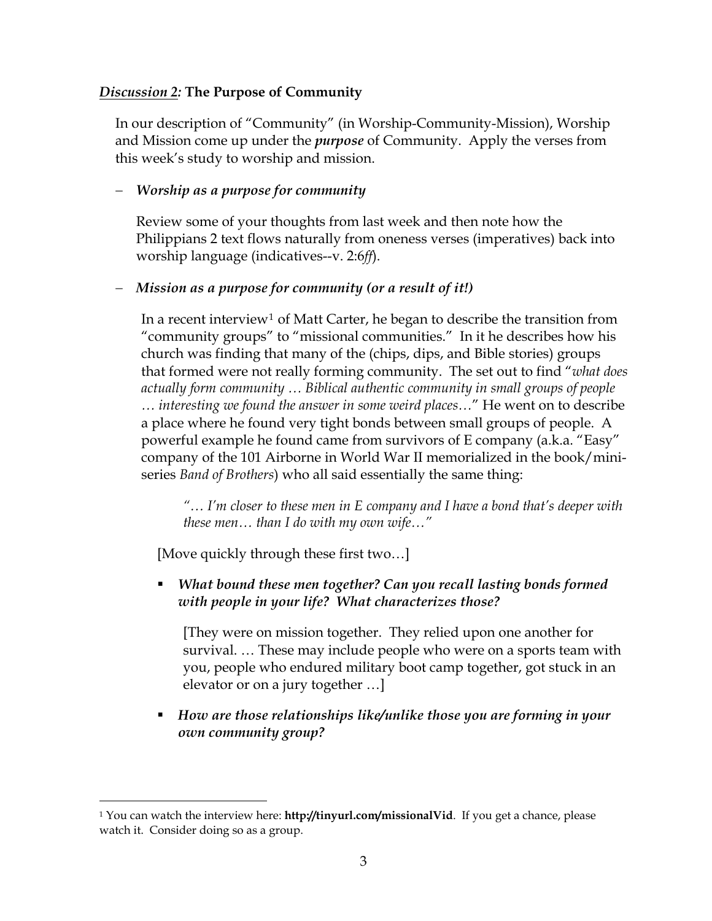***Discussion 2:*** **The Purpose of Community**

In our description of "Community" (in Worship-Community-Mission), Worship and Mission come up under the ***purpose*** of Community. Apply the verses from this week's study to worship and mission.

– ***Worship as a purpose for community***

  Review some of your thoughts from last week and then note how the Philippians 2 text flows naturally from oneness verses (imperatives) back into worship language (indicatives--v. 2:6*ff*).

– ***Mission as a purpose for community (or a result of it!)***

  In a recent interview[1] of Matt Carter, he began to describe the transition from "community groups" to "missional communities." In it he describes how his church was finding that many of the (chips, dips, and Bible stories) groups that formed were not really forming community. The set out to find "*what does actually form community … Biblical authentic community in small groups of people … interesting we found the answer in some weird places…*" He went on to describe a place where he found very tight bonds between small groups of people. A powerful example he found came from survivors of E company (a.k.a. "Easy" company of the 101 Airborne in World War II memorialized in the book/mini-series *Band of Brothers*) who all said essentially the same thing:

  > *"… I'm closer to these men in E company and I have a bond that's deeper with these men… than I do with my own wife…"*

  [Move quickly through these first two…]

  - ***What bound these men together? Can you recall lasting bonds formed with people in your life? What characterizes those?***

    [They were on mission together. They relied upon one another for survival. … These may include people who were on a sports team with you, people who endured military boot camp together, got stuck in an elevator or on a jury together …]

  - ***How are those relationships like/unlike those you are forming in your own community group?***

---

[1] You can watch the interview here: **http://tinyurl.com/missionalVid**. If you get a chance, please watch it. Consider doing so as a group.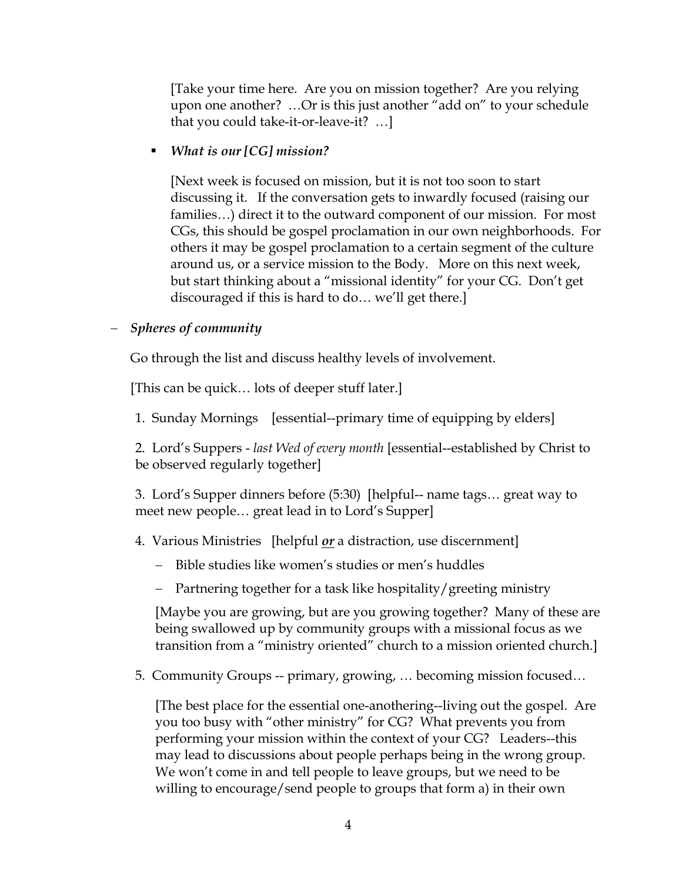[Take your time here. Are you on mission together? Are you relying upon one another? …Or is this just another "add on" to your schedule that you could take-it-or-leave-it? …]

- *What is our [CG] mission?*

  [Next week is focused on mission, but it is not too soon to start discussing it. If the conversation gets to inwardly focused (raising our families…) direct it to the outward component of our mission. For most CGs, this should be gospel proclamation in our own neighborhoods. For others it may be gospel proclamation to a certain segment of the culture around us, or a service mission to the Body. More on this next week, but start thinking about a "missional identity" for your CG. Don't get discouraged if this is hard to do… we'll get there.]

– ***Spheres of community***

Go through the list and discuss healthy levels of involvement.

[This can be quick… lots of deeper stuff later.]

1. Sunday Mornings [essential--primary time of equipping by elders]

2. Lord's Suppers - *last Wed of every month* [essential--established by Christ to be observed regularly together]

3. Lord's Supper dinners before (5:30) [helpful-- name tags… great way to meet new people… great lead in to Lord's Supper]

4. Various Ministries [helpful ***or*** a distraction, use discernment]
   - Bible studies like women's studies or men's huddles
   - Partnering together for a task like hospitality/greeting ministry

   [Maybe you are growing, but are you growing together? Many of these are being swallowed up by community groups with a missional focus as we transition from a "ministry oriented" church to a mission oriented church.]

5. Community Groups -- primary, growing, … becoming mission focused…

   [The best place for the essential one-anothering--living out the gospel. Are you too busy with "other ministry" for CG? What prevents you from performing your mission within the context of your CG? Leaders--this may lead to discussions about people perhaps being in the wrong group. We won't come in and tell people to leave groups, but we need to be willing to encourage/send people to groups that form a) in their own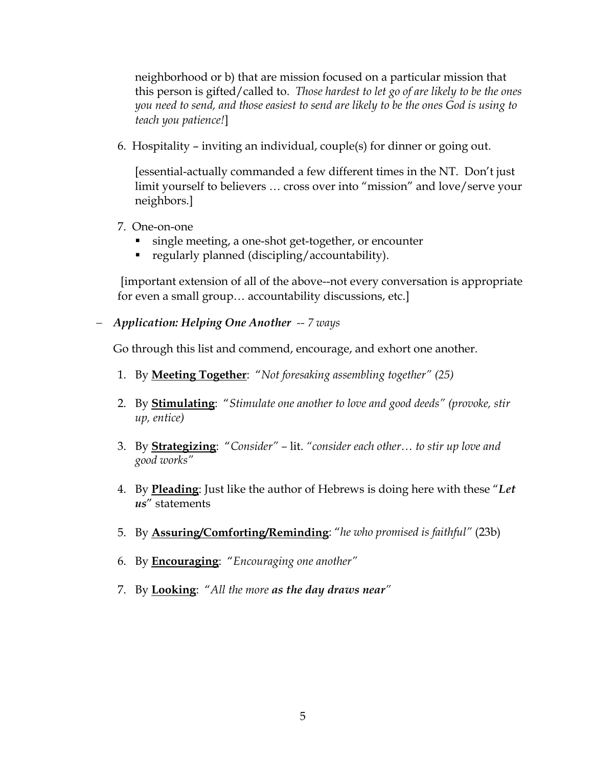neighborhood or b) that are mission focused on a particular mission that this person is gifted/called to. *Those hardest to let go of are likely to be the ones you need to send, and those easiest to send are likely to be the ones God is using to teach you patience!*]

6. Hospitality – inviting an individual, couple(s) for dinner or going out.

   [essential-actually commanded a few different times in the NT. Don't just limit yourself to believers … cross over into "mission" and love/serve your neighbors.]

7. One-on-one
   - single meeting, a one-shot get-together, or encounter
   - regularly planned (discipling/accountability).

   [important extension of all of the above--not every conversation is appropriate for even a small group… accountability discussions, etc.]

– ***Application: Helping One Another** -- 7 ways*

  Go through this list and commend, encourage, and exhort one another.

  1. By **Meeting Together**: "*Not foresaking assembling together" (25)*
  2. By **Stimulating**: "*Stimulate one another to love and good deeds" (provoke, stir up, entice)*
  3. By **Strategizing**: "*Consider"* – lit. *"consider each other… to stir up love and good works"*
  4. By **Pleading**: Just like the author of Hebrews is doing here with these "***Let us***" statements
  5. By **Assuring/Comforting/Reminding**: "*he who promised is faithful"* (23b)
  6. By **Encouraging**: "*Encouraging one another"*
  7. By **Looking**: "*All the more **as the day draws near**"*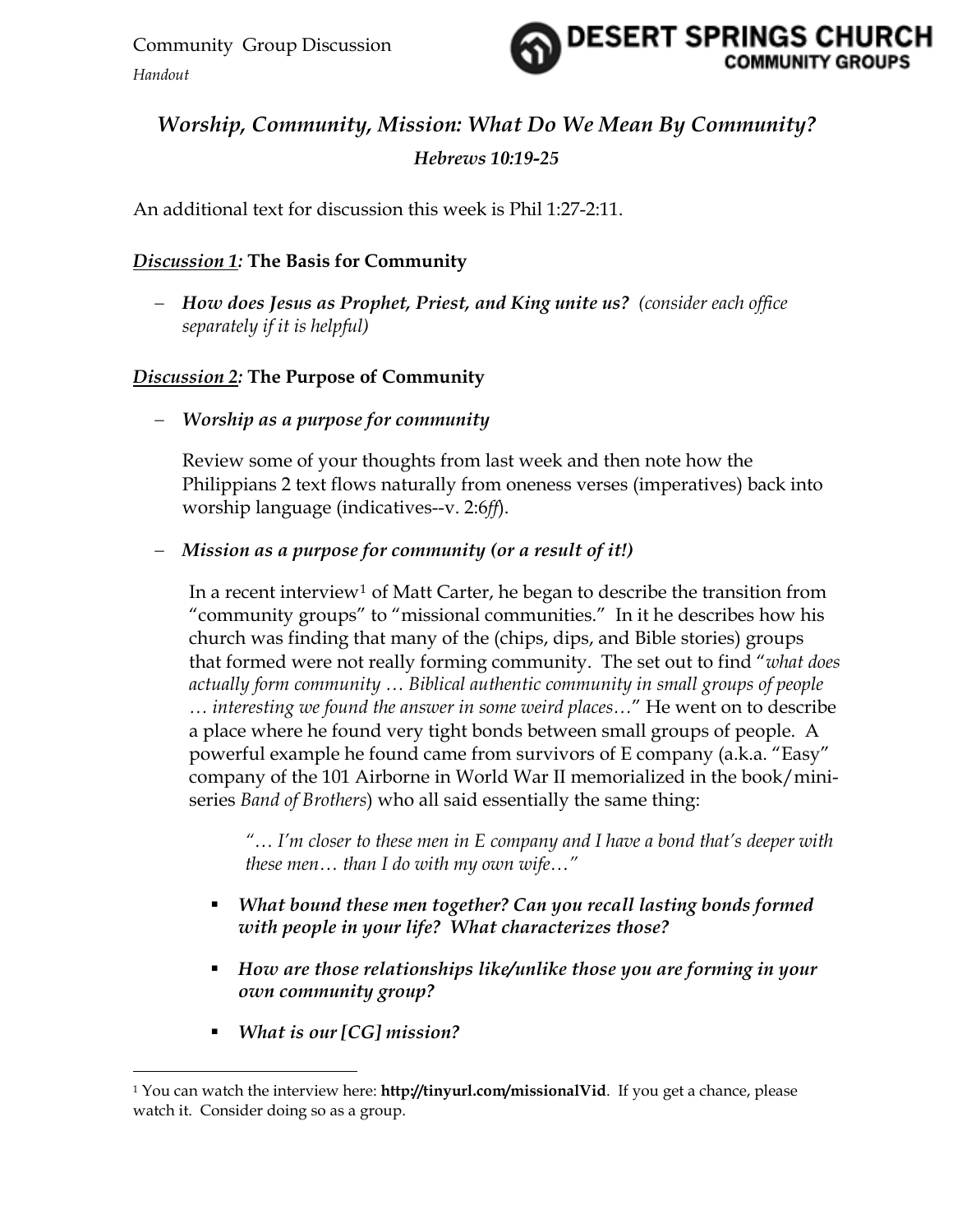Community Group Discussion

*Handout*

DESERT SPRINGS CHURCH
COMMUNITY GROUPS

## *Worship, Community, Mission: What Do We Mean By Community?*

### *Hebrews 10:19-25*

An additional text for discussion this week is Phil 1:27-2:11.

***Discussion 1:*** **The Basis for Community**

- ***How does Jesus as Prophet, Priest, and King unite us?*** *(consider each office separately if it is helpful)*

***Discussion 2:*** **The Purpose of Community**

- ***Worship as a purpose for community***

  Review some of your thoughts from last week and then note how the Philippians 2 text flows naturally from oneness verses (imperatives) back into worship language (indicatives--v. 2:6*ff*).

- ***Mission as a purpose for community*** **(*or a result of it!*)**

  In a recent interview[1] of Matt Carter, he began to describe the transition from "community groups" to "missional communities." In it he describes how his church was finding that many of the (chips, dips, and Bible stories) groups that formed were not really forming community. The set out to find "*what does actually form community … Biblical authentic community in small groups of people … interesting we found the answer in some weird places…*" He went on to describe a place where he found very tight bonds between small groups of people. A powerful example he found came from survivors of E company (a.k.a. "Easy" company of the 101 Airborne in World War II memorialized in the book/mini-series *Band of Brothers*) who all said essentially the same thing:

  > *"… I'm closer to these men in E company and I have a bond that's deeper with these men… than I do with my own wife…"*

  - ***What bound these men together? Can you recall lasting bonds formed with people in your life? What characterizes those?***
  - ***How are those relationships like/unlike those you are forming in your own community group?***
  - ***What is our [CG] mission?***

---

[1] You can watch the interview here: **http://tinyurl.com/missionalVid**. If you get a chance, please watch it. Consider doing so as a group.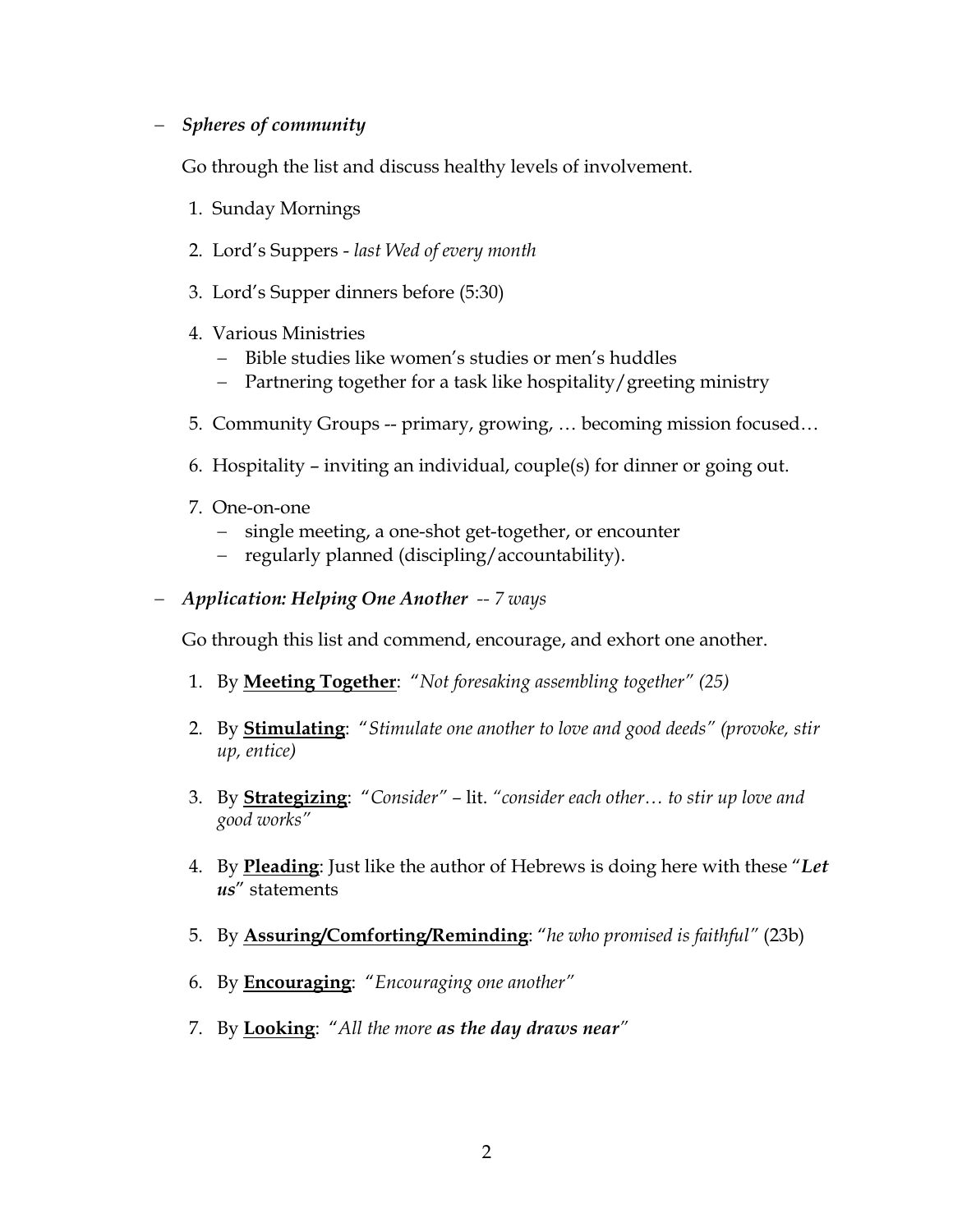- ***Spheres of community***

  Go through the list and discuss healthy levels of involvement.

  1. Sunday Mornings
  2. Lord's Suppers - *last Wed of every month*
  3. Lord's Supper dinners before (5:30)
  4. Various Ministries
     - Bible studies like women's studies or men's huddles
     - Partnering together for a task like hospitality/greeting ministry
  5. Community Groups -- primary, growing, … becoming mission focused…
  6. Hospitality – inviting an individual, couple(s) for dinner or going out.
  7. One-on-one
     - single meeting, a one-shot get-together, or encounter
     - regularly planned (discipling/accountability).

- ***Application: Helping One Another*** *-- 7 ways*

  Go through this list and commend, encourage, and exhort one another.

  1. By **<u>Meeting Together</u>**: "*Not foresaking assembling together" (25)*
  2. By **<u>Stimulating</u>**: "*Stimulate one another to love and good deeds" (provoke, stir up, entice)*
  3. By **<u>Strategizing</u>**: "*Consider*" – lit. *"consider each other… to stir up love and good works"*
  4. By **<u>Pleading</u>**: Just like the author of Hebrews is doing here with these "***Let us***" statements
  5. By **<u>Assuring/Comforting/Reminding</u>**: "*he who promised is faithful"* (23b)
  6. By **<u>Encouraging</u>**: "*Encouraging one another"*
  7. By **<u>Looking</u>**: *"All the more **as the day draws near**"*